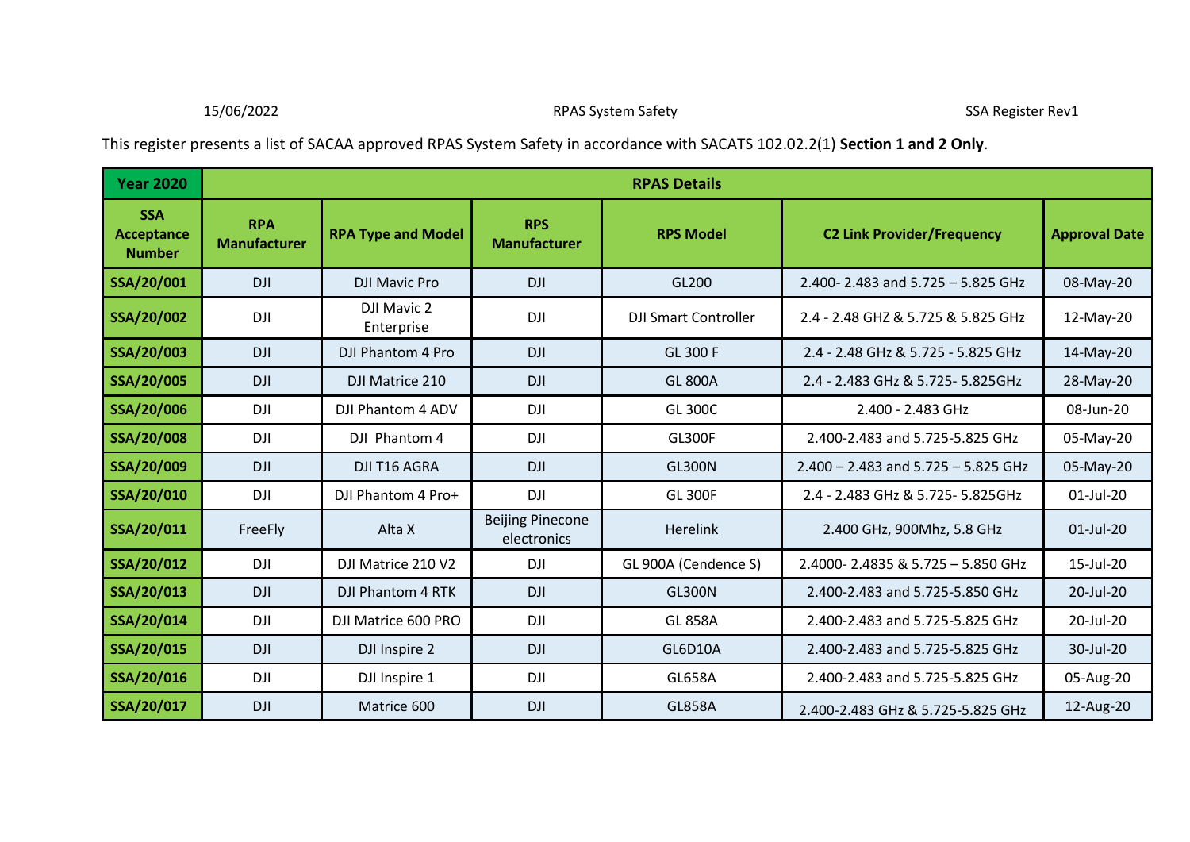This register presents a list of SACAA approved RPAS System Safety in accordance with SACATS 102.02.2(1) **Section 1 and 2 Only**.

| Year 2020 | RPAS Details | | | | | |
|---|---|---|---|---|---|---|
| **SSA Acceptance Number** | **RPA Manufacturer** | **RPA Type and Model** | **RPS Manufacturer** | **RPS Model** | **C2 Link Provider/Frequency** | **Approval Date** |
| **SSA/20/001** | DJI | DJI Mavic Pro | DJI | GL200 | 2.400- 2.483 and 5.725 – 5.825 GHz | 08-May-20 |
| **SSA/20/002** | DJI | DJI Mavic 2 Enterprise | DJI | DJI Smart Controller | 2.4 - 2.48 GHZ & 5.725 & 5.825 GHz | 12-May-20 |
| **SSA/20/003** | DJI | DJI Phantom 4 Pro | DJI | GL 300 F | 2.4 - 2.48 GHz & 5.725 - 5.825 GHz | 14-May-20 |
| **SSA/20/005** | DJI | DJI Matrice 210 | DJI | GL 800A | 2.4 - 2.483 GHz & 5.725- 5.825GHz | 28-May-20 |
| **SSA/20/006** | DJI | DJI Phantom 4 ADV | DJI | GL 300C | 2.400 - 2.483 GHz | 08-Jun-20 |
| **SSA/20/008** | DJI | DJI Phantom 4 | DJI | GL300F | 2.400-2.483 and 5.725-5.825 GHz | 05-May-20 |
| **SSA/20/009** | DJI | DJI T16 AGRA | DJI | GL300N | 2.400 – 2.483 and 5.725 – 5.825 GHz | 05-May-20 |
| **SSA/20/010** | DJI | DJI Phantom 4 Pro+ | DJI | GL 300F | 2.4 - 2.483 GHz & 5.725- 5.825GHz | 01-Jul-20 |
| **SSA/20/011** | FreeFly | Alta X | Beijing Pinecone electronics | Herelink | 2.400 GHz, 900Mhz, 5.8 GHz | 01-Jul-20 |
| **SSA/20/012** | DJI | DJI Matrice 210 V2 | DJI | GL 900A (Cendence S) | 2.4000- 2.4835 & 5.725 – 5.850 GHz | 15-Jul-20 |
| **SSA/20/013** | DJI | DJI Phantom 4 RTK | DJI | GL300N | 2.400-2.483 and 5.725-5.850 GHz | 20-Jul-20 |
| **SSA/20/014** | DJI | DJI Matrice 600 PRO | DJI | GL 858A | 2.400-2.483 and 5.725-5.825 GHz | 20-Jul-20 |
| **SSA/20/015** | DJI | DJI Inspire 2 | DJI | GL6D10A | 2.400-2.483 and 5.725-5.825 GHz | 30-Jul-20 |
| **SSA/20/016** | DJI | DJI Inspire 1 | DJI | GL658A | 2.400-2.483 and 5.725-5.825 GHz | 05-Aug-20 |
| **SSA/20/017** | DJI | Matrice 600 | DJI | GL858A | 2.400-2.483 GHz & 5.725-5.825 GHz | 12-Aug-20 |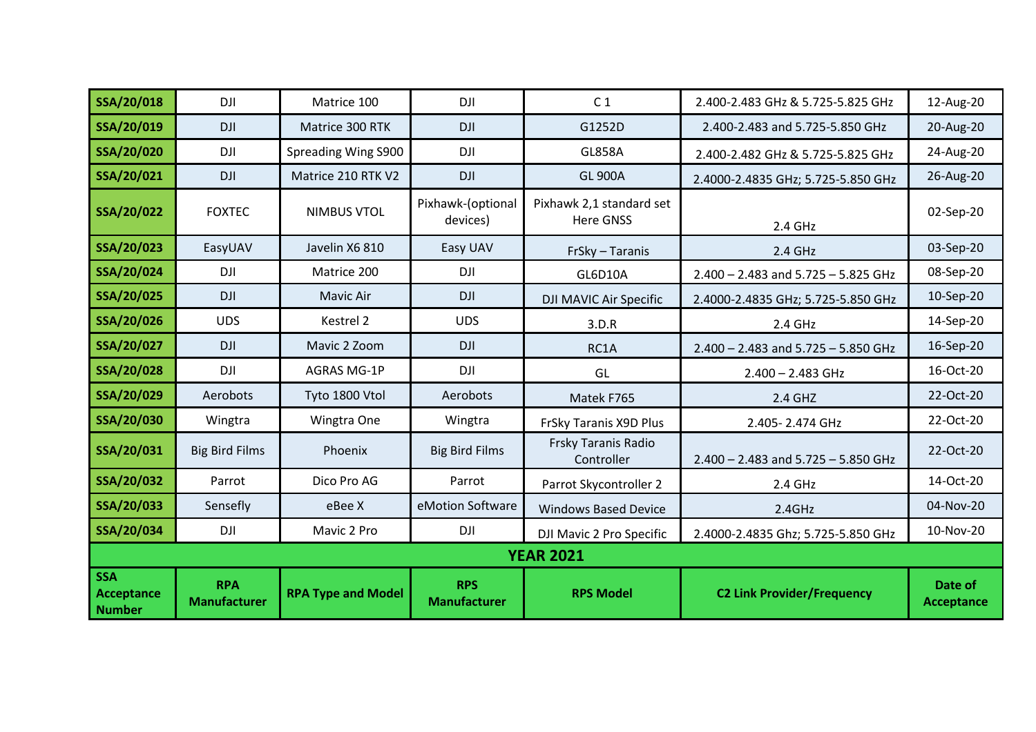| SSA/20/018 | DJI | Matrice 100 | DJI | C 1 | 2.400-2.483 GHz & 5.725-5.825 GHz | 12-Aug-20 |
|---|---|---|---|---|---|---|
| SSA/20/019 | DJI | Matrice 300 RTK | DJI | G1252D | 2.400-2.483 and 5.725-5.850 GHz | 20-Aug-20 |
| SSA/20/020 | DJI | Spreading Wing S900 | DJI | GL858A | 2.400-2.482 GHz & 5.725-5.825 GHz | 24-Aug-20 |
| SSA/20/021 | DJI | Matrice 210 RTK V2 | DJI | GL 900A | 2.4000-2.4835 GHz; 5.725-5.850 GHz | 26-Aug-20 |
| SSA/20/022 | FOXTEC | NIMBUS VTOL | Pixhawk-(optional devices) | Pixhawk 2,1 standard set Here GNSS | 2.4 GHz | 02-Sep-20 |
| SSA/20/023 | EasyUAV | Javelin X6 810 | Easy UAV | FrSky – Taranis | 2.4 GHz | 03-Sep-20 |
| SSA/20/024 | DJI | Matrice 200 | DJI | GL6D10A | 2.400 – 2.483 and 5.725 – 5.825 GHz | 08-Sep-20 |
| SSA/20/025 | DJI | Mavic Air | DJI | DJI MAVIC Air Specific | 2.4000-2.4835 GHz; 5.725-5.850 GHz | 10-Sep-20 |
| SSA/20/026 | UDS | Kestrel 2 | UDS | 3.D.R | 2.4 GHz | 14-Sep-20 |
| SSA/20/027 | DJI | Mavic 2 Zoom | DJI | RC1A | 2.400 – 2.483 and 5.725 – 5.850 GHz | 16-Sep-20 |
| SSA/20/028 | DJI | AGRAS MG-1P | DJI | GL | 2.400 – 2.483 GHz | 16-Oct-20 |
| SSA/20/029 | Aerobots | Tyto 1800 Vtol | Aerobots | Matek F765 | 2.4 GHZ | 22-Oct-20 |
| SSA/20/030 | Wingtra | Wingtra One | Wingtra | FrSky Taranis X9D Plus | 2.405- 2.474 GHz | 22-Oct-20 |
| SSA/20/031 | Big Bird Films | Phoenix | Big Bird Films | Frsky Taranis Radio Controller | 2.400 – 2.483 and 5.725 – 5.850 GHz | 22-Oct-20 |
| SSA/20/032 | Parrot | Dico Pro AG | Parrot | Parrot Skycontroller 2 | 2.4 GHz | 14-Oct-20 |
| SSA/20/033 | Sensefly | eBee X | eMotion Software | Windows Based Device | 2.4GHz | 04-Nov-20 |
| SSA/20/034 | DJI | Mavic 2 Pro | DJI | DJI Mavic 2 Pro Specific | 2.4000-2.4835 Ghz; 5.725-5.850 GHz | 10-Nov-20 |
| **YEAR 2021** | | | | | | |
| **SSA Acceptance Number** | **RPA Manufacturer** | **RPA Type and Model** | **RPS Manufacturer** | **RPS Model** | **C2 Link Provider/Frequency** | **Date of Acceptance** |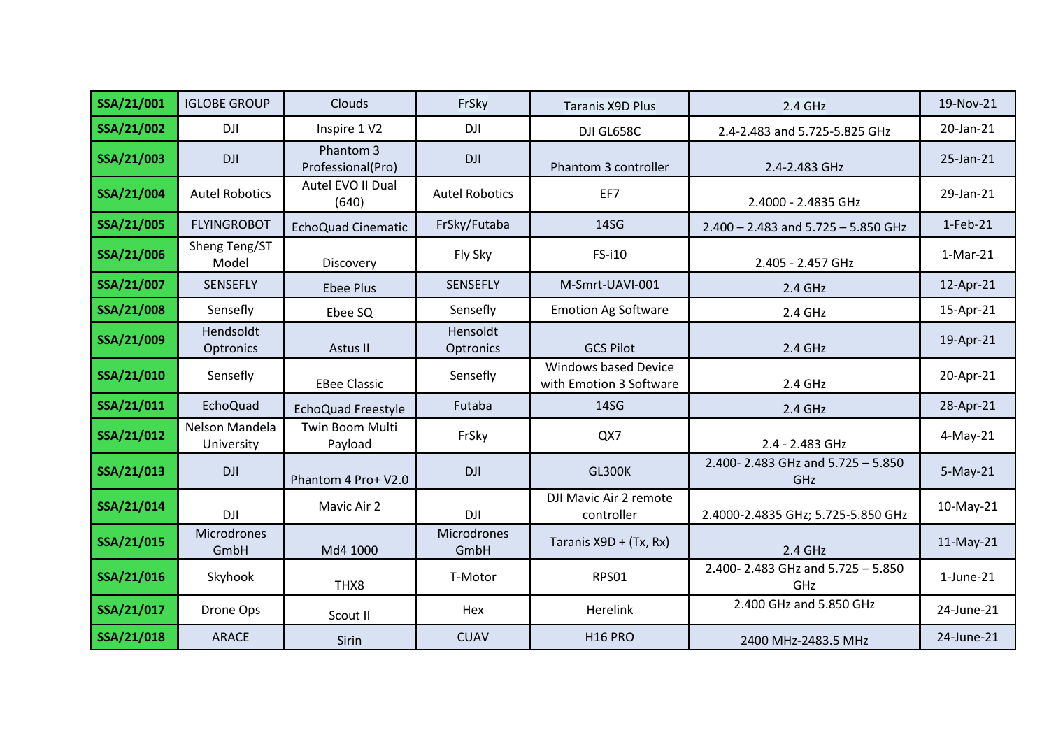| | | | | | | |
|---|---|---|---|---|---|---|
| **SSA/21/001** | IGLOBE GROUP | Clouds | FrSky | Taranis X9D Plus | 2.4 GHz | 19-Nov-21 |
| **SSA/21/002** | DJI | Inspire 1 V2 | DJI | DJI GL658C | 2.4-2.483 and 5.725-5.825 GHz | 20-Jan-21 |
| **SSA/21/003** | DJI | Phantom 3 Professional(Pro) | DJI | Phantom 3 controller | 2.4-2.483 GHz | 25-Jan-21 |
| **SSA/21/004** | Autel Robotics | Autel EVO II Dual (640) | Autel Robotics | EF7 | 2.4000 - 2.4835 GHz | 29-Jan-21 |
| **SSA/21/005** | FLYINGROBOT | EchoQuad Cinematic | FrSky/Futaba | 14SG | 2.400 – 2.483 and 5.725 – 5.850 GHz | 1-Feb-21 |
| **SSA/21/006** | Sheng Teng/ST Model | Discovery | Fly Sky | FS-i10 | 2.405 - 2.457 GHz | 1-Mar-21 |
| **SSA/21/007** | SENSEFLY | Ebee Plus | SENSEFLY | M-Smrt-UAVI-001 | 2.4 GHz | 12-Apr-21 |
| **SSA/21/008** | Sensefly | Ebee SQ | Sensefly | Emotion Ag Software | 2.4 GHz | 15-Apr-21 |
| **SSA/21/009** | Hendsoldt Optronics | Astus II | Hensoldt Optronics | GCS Pilot | 2.4 GHz | 19-Apr-21 |
| **SSA/21/010** | Sensefly | EBee Classic | Sensefly | Windows based Device with Emotion 3 Software | 2.4 GHz | 20-Apr-21 |
| **SSA/21/011** | EchoQuad | EchoQuad Freestyle | Futaba | 14SG | 2.4 GHz | 28-Apr-21 |
| **SSA/21/012** | Nelson Mandela University | Twin Boom Multi Payload | FrSky | QX7 | 2.4 - 2.483 GHz | 4-May-21 |
| **SSA/21/013** | DJI | Phantom 4 Pro+ V2.0 | DJI | GL300K | 2.400- 2.483 GHz and 5.725 – 5.850 GHz | 5-May-21 |
| **SSA/21/014** | DJI | Mavic Air 2 | DJI | DJI Mavic Air 2 remote controller | 2.4000-2.4835 GHz; 5.725-5.850 GHz | 10-May-21 |
| **SSA/21/015** | Microdrones GmbH | Md4 1000 | Microdrones GmbH | Taranis X9D + (Tx, Rx) | 2.4 GHz | 11-May-21 |
| **SSA/21/016** | Skyhook | THX8 | T-Motor | RPS01 | 2.400- 2.483 GHz and 5.725 – 5.850 GHz | 1-June-21 |
| **SSA/21/017** | Drone Ops | Scout II | Hex | Herelink | 2.400 GHz and 5.850 GHz | 24-June-21 |
| **SSA/21/018** | ARACE | Sirin | CUAV | H16 PRO | 2400 MHz-2483.5 MHz | 24-June-21 |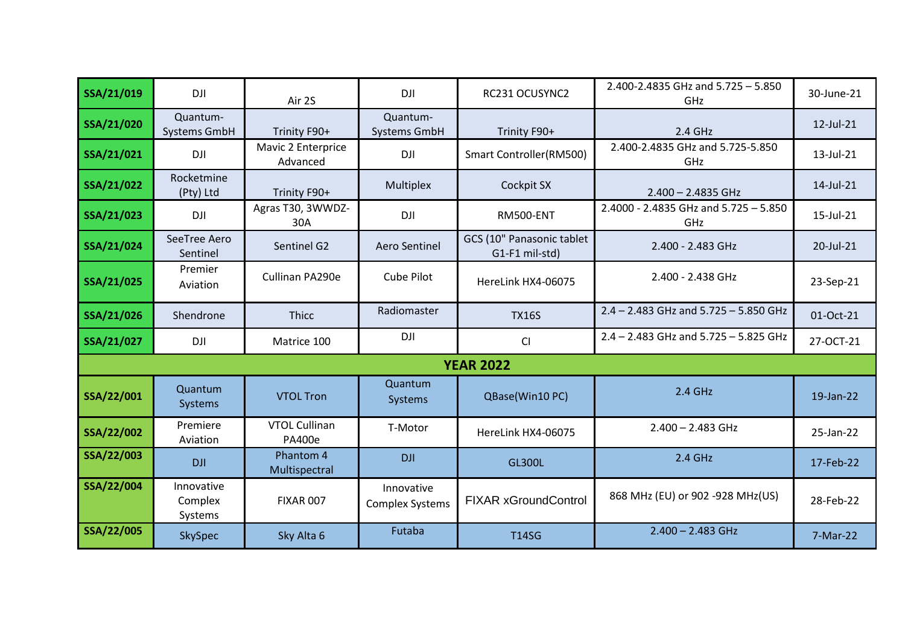| | | | | | | |
|---|---|---|---|---|---|---|
| **SSA/21/019** | DJI | Air 2S | DJI | RC231 OCUSYNC2 | 2.400-2.4835 GHz and 5.725 – 5.850 GHz | 30-June-21 |
| **SSA/21/020** | Quantum-Systems GmbH | Trinity F90+ | Quantum-Systems GmbH | Trinity F90+ | 2.4 GHz | 12-Jul-21 |
| **SSA/21/021** | DJI | Mavic 2 Enterprise Advanced | DJI | Smart Controller(RM500) | 2.400-2.4835 GHz and 5.725-5.850 GHz | 13-Jul-21 |
| **SSA/21/022** | Rocketmine (Pty) Ltd | Trinity F90+ | Multiplex | Cockpit SX | 2.400 – 2.4835 GHz | 14-Jul-21 |
| **SSA/21/023** | DJI | Agras T30, 3WWDZ-30A | DJI | RM500-ENT | 2.4000 - 2.4835 GHz and 5.725 – 5.850 GHz | 15-Jul-21 |
| **SSA/21/024** | SeeTree Aero Sentinel | Sentinel G2 | Aero Sentinel | GCS (10" Panasonic tablet G1-F1 mil-std) | 2.400 - 2.483 GHz | 20-Jul-21 |
| **SSA/21/025** | Premier Aviation | Cullinan PA290e | Cube Pilot | HereLink HX4-06075 | 2.400 - 2.438 GHz | 23-Sep-21 |
| **SSA/21/026** | Shendrone | Thicc | Radiomaster | TX16S | 2.4 – 2.483 GHz and 5.725 – 5.850 GHz | 01-Oct-21 |
| **SSA/21/027** | DJI | Matrice 100 | DJI | CI | 2.4 – 2.483 GHz and 5.725 – 5.825 GHz | 27-OCT-21 |
| **YEAR 2022** | | | | | | |
| **SSA/22/001** | Quantum Systems | VTOL Tron | Quantum Systems | QBase(Win10 PC) | 2.4 GHz | 19-Jan-22 |
| **SSA/22/002** | Premiere Aviation | VTOL Cullinan PA400e | T-Motor | HereLink HX4-06075 | 2.400 – 2.483 GHz | 25-Jan-22 |
| **SSA/22/003** | DJI | Phantom 4 Multispectral | DJI | GL300L | 2.4 GHz | 17-Feb-22 |
| **SSA/22/004** | Innovative Complex Systems | FIXAR 007 | Innovative Complex Systems | FIXAR xGroundControl | 868 MHz (EU) or 902 -928 MHz(US) | 28-Feb-22 |
| **SSA/22/005** | SkySpec | Sky Alta 6 | Futaba | T14SG | 2.400 – 2.483 GHz | 7-Mar-22 |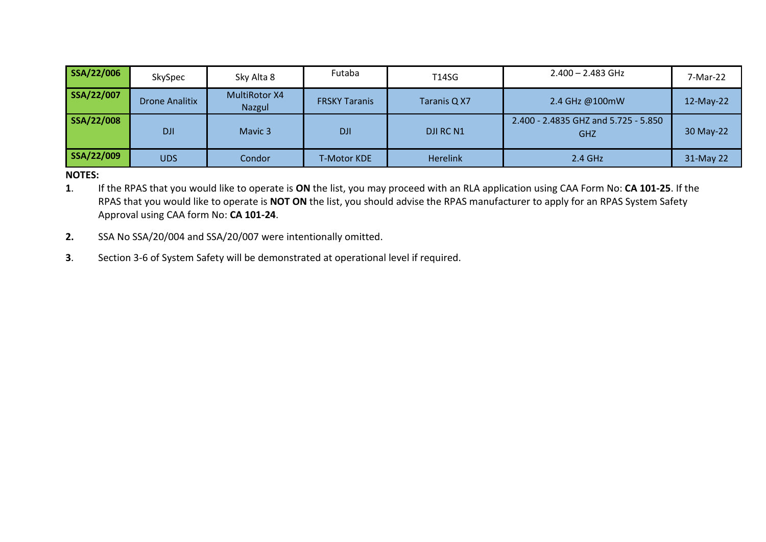| | | | | | | |
|---|---|---|---|---|---|---|
| **SSA/22/006** | SkySpec | Sky Alta 8 | Futaba | T14SG | 2.400 – 2.483 GHz | 7-Mar-22 |
| **SSA/22/007** | Drone Analitix | MultiRotor X4 Nazgul | FRSKY Taranis | Taranis Q X7 | 2.4 GHz @100mW | 12-May-22 |
| **SSA/22/008** | DJI | Mavic 3 | DJI | DJI RC N1 | 2.400 - 2.4835 GHZ and 5.725 - 5.850 GHZ | 30 May-22 |
| **SSA/22/009** | UDS | Condor | T-Motor KDE | Herelink | 2.4 GHz | 31-May 22 |

**NOTES:**

**1**. If the RPAS that you would like to operate is **ON** the list, you may proceed with an RLA application using CAA Form No: **CA 101-25**. If the RPAS that you would like to operate is **NOT ON** the list, you should advise the RPAS manufacturer to apply for an RPAS System Safety Approval using CAA form No: **CA 101-24**.

**2.** SSA No SSA/20/004 and SSA/20/007 were intentionally omitted.

**3**. Section 3-6 of System Safety will be demonstrated at operational level if required.